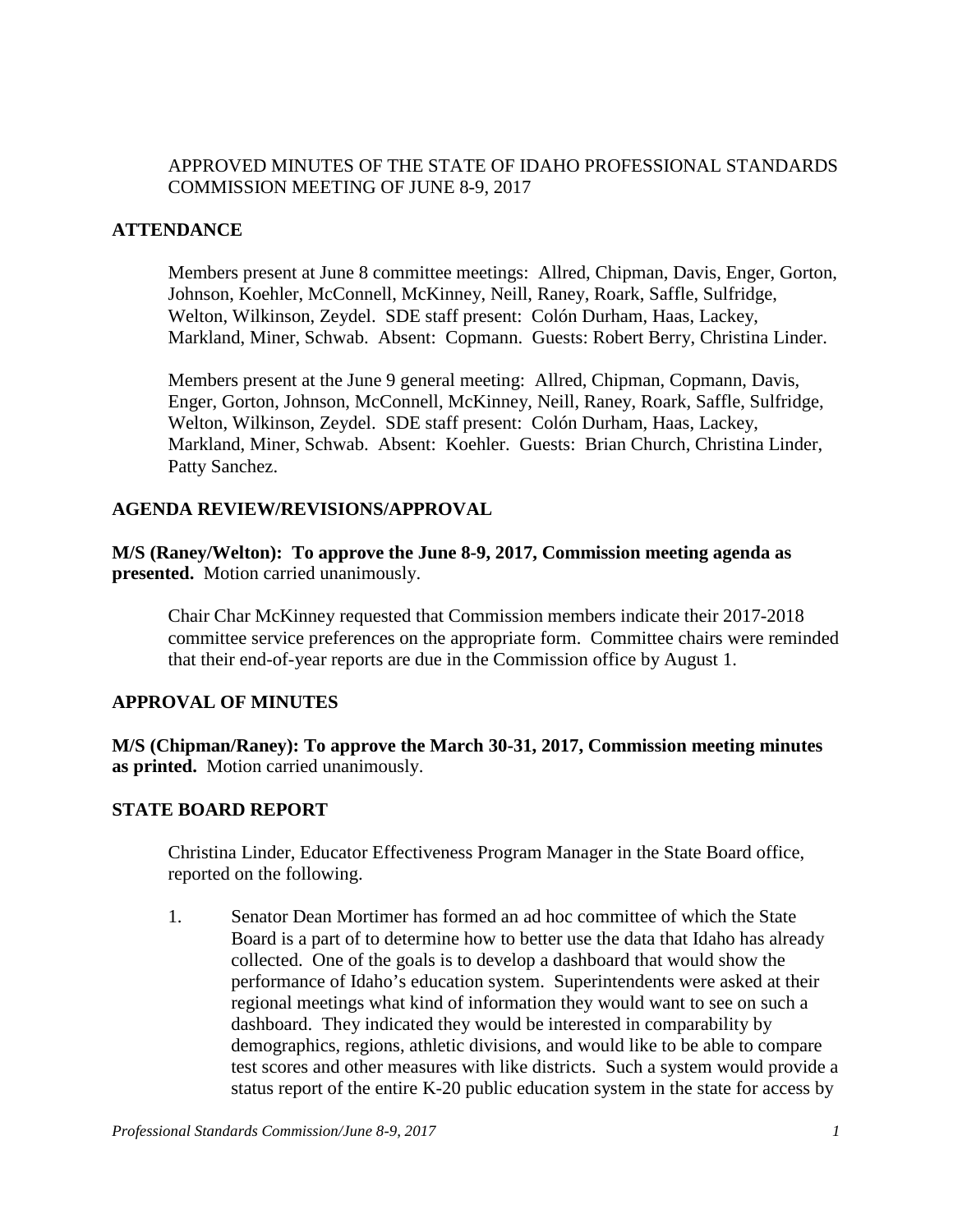APPROVED MINUTES OF THE STATE OF IDAHO PROFESSIONAL STANDARDS COMMISSION MEETING OF JUNE 8-9, 2017

## ATTENDANCE

Members present at June 8 committee meetings: Allred, Chipman, Davis, Enger, Gorton, Johnson, Koehler, McConnell, McKinney, Neill, Raney, Roark, Saffle, Sulfridge, Welton, Wilkinson, Zeydel. SDE staff present: Colón Durham, Haas, Lackey, Markland, Miner, Schwab. Absent: Copmann. Guests: Robert Berry, Christina Linder.

Members present at the June 9 general meeting: Allred, Chipman, Copmann, Davis, Enger, Gorton, Johnson, McConnell, McKinney, Neill, Raney, Roark, Saffle, Sulfridge, Welton, Wilkinson, Zeydel. SDE staff present: Colón Durham, Haas, Lackey, Markland, Miner, Schwab. Absent: Koehler. Guests: Brian Church, Christina Linder, Patty Sanchez.

## AGENDA REVIEW/REVISIONS/APPROVAL

**M/S (Raney/Welton): To approve the June 8-9, 2017, Commission meeting agenda as presented.** Motion carried unanimously.

Chair Char McKinney requested that Commission members indicate their 2017-2018 committee service preferences on the appropriate form. Committee chairs were reminded that their end-of-year reports are due in the Commission office by August 1.

## APPROVAL OF MINUTES

**M/S (Chipman/Raney): To approve the March 30-31, 2017, Commission meeting minutes as printed.** Motion carried unanimously.

## STATE BOARD REPORT

Christina Linder, Educator Effectiveness Program Manager in the State Board office, reported on the following.

1. Senator Dean Mortimer has formed an ad hoc committee of which the State Board is a part of to determine how to better use the data that Idaho has already collected. One of the goals is to develop a dashboard that would show the performance of Idaho's education system. Superintendents were asked at their regional meetings what kind of information they would want to see on such a dashboard. They indicated they would be interested in comparability by demographics, regions, athletic divisions, and would like to be able to compare test scores and other measures with like districts. Such a system would provide a status report of the entire K-20 public education system in the state for access by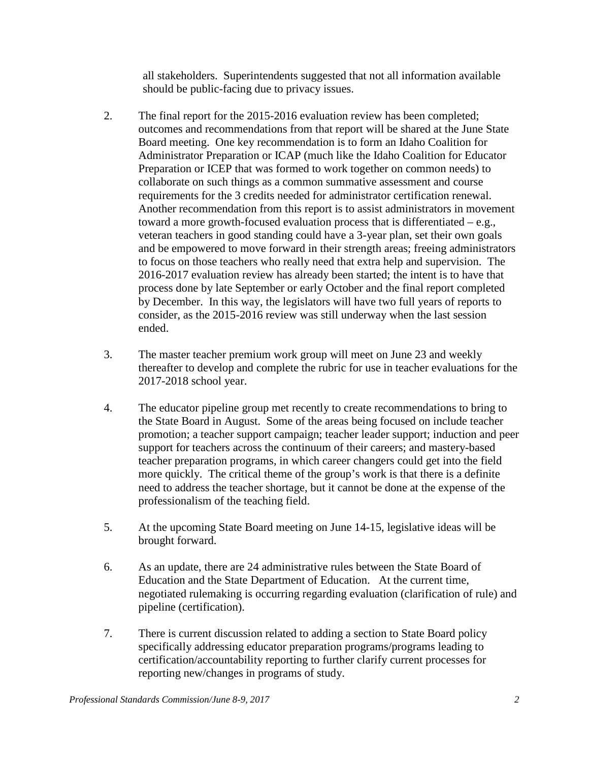all stakeholders. Superintendents suggested that not all information available should be public-facing due to privacy issues.

2. The final report for the 2015-2016 evaluation review has been completed; outcomes and recommendations from that report will be shared at the June State Board meeting. One key recommendation is to form an Idaho Coalition for Administrator Preparation or ICAP (much like the Idaho Coalition for Educator Preparation or ICEP that was formed to work together on common needs) to collaborate on such things as a common summative assessment and course requirements for the 3 credits needed for administrator certification renewal. Another recommendation from this report is to assist administrators in movement toward a more growth-focused evaluation process that is differentiated – e.g., veteran teachers in good standing could have a 3-year plan, set their own goals and be empowered to move forward in their strength areas; freeing administrators to focus on those teachers who really need that extra help and supervision. The 2016-2017 evaluation review has already been started; the intent is to have that process done by late September or early October and the final report completed by December. In this way, the legislators will have two full years of reports to consider, as the 2015-2016 review was still underway when the last session ended.

3. The master teacher premium work group will meet on June 23 and weekly thereafter to develop and complete the rubric for use in teacher evaluations for the 2017-2018 school year.

4. The educator pipeline group met recently to create recommendations to bring to the State Board in August. Some of the areas being focused on include teacher promotion; a teacher support campaign; teacher leader support; induction and peer support for teachers across the continuum of their careers; and mastery-based teacher preparation programs, in which career changers could get into the field more quickly. The critical theme of the group's work is that there is a definite need to address the teacher shortage, but it cannot be done at the expense of the professionalism of the teaching field.

5. At the upcoming State Board meeting on June 14-15, legislative ideas will be brought forward.

6. As an update, there are 24 administrative rules between the State Board of Education and the State Department of Education. At the current time, negotiated rulemaking is occurring regarding evaluation (clarification of rule) and pipeline (certification).

7. There is current discussion related to adding a section to State Board policy specifically addressing educator preparation programs/programs leading to certification/accountability reporting to further clarify current processes for reporting new/changes in programs of study.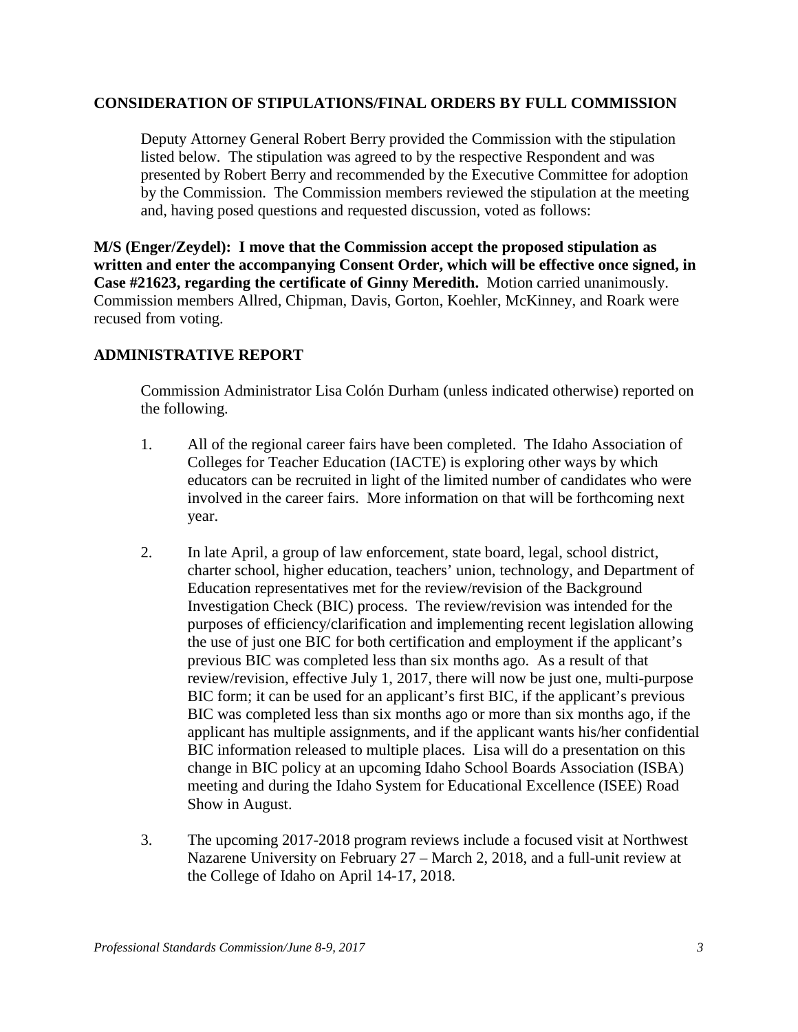## CONSIDERATION OF STIPULATIONS/FINAL ORDERS BY FULL COMMISSION

Deputy Attorney General Robert Berry provided the Commission with the stipulation listed below. The stipulation was agreed to by the respective Respondent and was presented by Robert Berry and recommended by the Executive Committee for adoption by the Commission. The Commission members reviewed the stipulation at the meeting and, having posed questions and requested discussion, voted as follows:

**M/S (Enger/Zeydel): I move that the Commission accept the proposed stipulation as written and enter the accompanying Consent Order, which will be effective once signed, in Case #21623, regarding the certificate of Ginny Meredith.** Motion carried unanimously. Commission members Allred, Chipman, Davis, Gorton, Koehler, McKinney, and Roark were recused from voting.

## ADMINISTRATIVE REPORT

Commission Administrator Lisa Colón Durham (unless indicated otherwise) reported on the following.

1. All of the regional career fairs have been completed. The Idaho Association of Colleges for Teacher Education (IACTE) is exploring other ways by which educators can be recruited in light of the limited number of candidates who were involved in the career fairs. More information on that will be forthcoming next year.

2. In late April, a group of law enforcement, state board, legal, school district, charter school, higher education, teachers' union, technology, and Department of Education representatives met for the review/revision of the Background Investigation Check (BIC) process. The review/revision was intended for the purposes of efficiency/clarification and implementing recent legislation allowing the use of just one BIC for both certification and employment if the applicant's previous BIC was completed less than six months ago. As a result of that review/revision, effective July 1, 2017, there will now be just one, multi-purpose BIC form; it can be used for an applicant's first BIC, if the applicant's previous BIC was completed less than six months ago or more than six months ago, if the applicant has multiple assignments, and if the applicant wants his/her confidential BIC information released to multiple places. Lisa will do a presentation on this change in BIC policy at an upcoming Idaho School Boards Association (ISBA) meeting and during the Idaho System for Educational Excellence (ISEE) Road Show in August.

3. The upcoming 2017-2018 program reviews include a focused visit at Northwest Nazarene University on February 27 – March 2, 2018, and a full-unit review at the College of Idaho on April 14-17, 2018.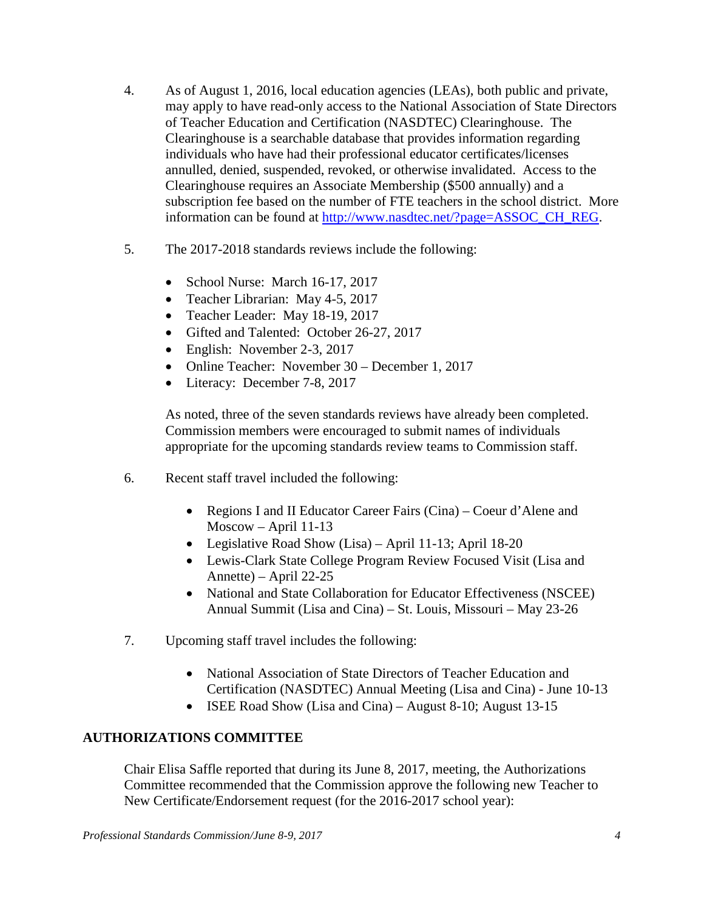4. As of August 1, 2016, local education agencies (LEAs), both public and private, may apply to have read-only access to the National Association of State Directors of Teacher Education and Certification (NASDTEC) Clearinghouse. The Clearinghouse is a searchable database that provides information regarding individuals who have had their professional educator certificates/licenses annulled, denied, suspended, revoked, or otherwise invalidated. Access to the Clearinghouse requires an Associate Membership ($500 annually) and a subscription fee based on the number of FTE teachers in the school district. More information can be found at [http://www.nasdtec.net/?page=ASSOC_CH_REG](http://www.nasdtec.net/?page=ASSOC_CH_REG).

5. The 2017-2018 standards reviews include the following:

   - School Nurse: March 16-17, 2017
   - Teacher Librarian: May 4-5, 2017
   - Teacher Leader: May 18-19, 2017
   - Gifted and Talented: October 26-27, 2017
   - English: November 2-3, 2017
   - Online Teacher: November 30 – December 1, 2017
   - Literacy: December 7-8, 2017

   As noted, three of the seven standards reviews have already been completed. Commission members were encouraged to submit names of individuals appropriate for the upcoming standards review teams to Commission staff.

6. Recent staff travel included the following:

   - Regions I and II Educator Career Fairs (Cina) – Coeur d'Alene and Moscow – April 11-13
   - Legislative Road Show (Lisa) – April 11-13; April 18-20
   - Lewis-Clark State College Program Review Focused Visit (Lisa and Annette) – April 22-25
   - National and State Collaboration for Educator Effectiveness (NSCEE) Annual Summit (Lisa and Cina) – St. Louis, Missouri – May 23-26

7. Upcoming staff travel includes the following:

   - National Association of State Directors of Teacher Education and Certification (NASDTEC) Annual Meeting (Lisa and Cina) - June 10-13
   - ISEE Road Show (Lisa and Cina) – August 8-10; August 13-15

**AUTHORIZATIONS COMMITTEE**

Chair Elisa Saffle reported that during its June 8, 2017, meeting, the Authorizations Committee recommended that the Commission approve the following new Teacher to New Certificate/Endorsement request (for the 2016-2017 school year):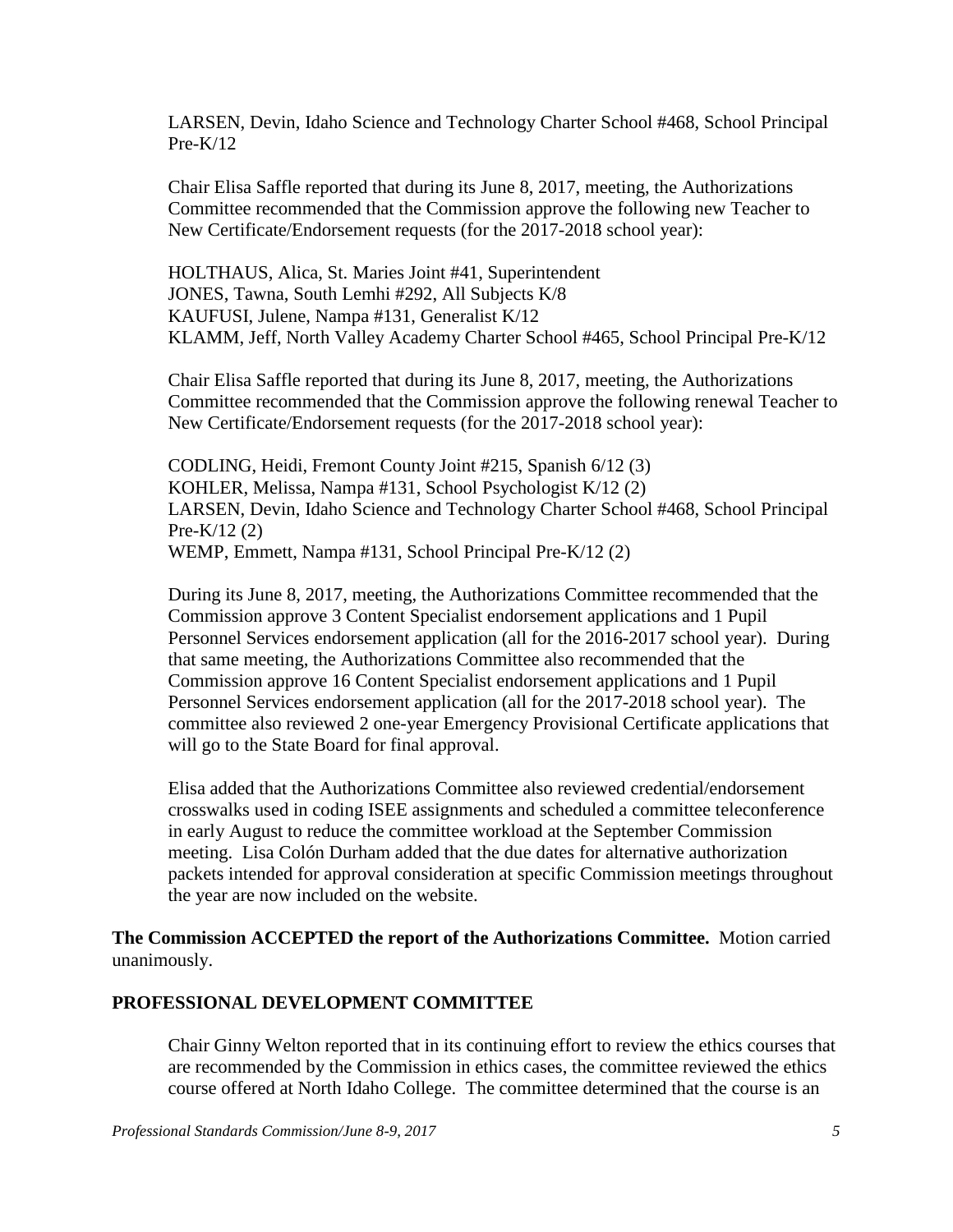LARSEN, Devin, Idaho Science and Technology Charter School #468, School Principal Pre-K/12

Chair Elisa Saffle reported that during its June 8, 2017, meeting, the Authorizations Committee recommended that the Commission approve the following new Teacher to New Certificate/Endorsement requests (for the 2017-2018 school year):

HOLTHAUS, Alica, St. Maries Joint #41, Superintendent
JONES, Tawna, South Lemhi #292, All Subjects K/8
KAUFUSI, Julene, Nampa #131, Generalist K/12
KLAMM, Jeff, North Valley Academy Charter School #465, School Principal Pre-K/12

Chair Elisa Saffle reported that during its June 8, 2017, meeting, the Authorizations Committee recommended that the Commission approve the following renewal Teacher to New Certificate/Endorsement requests (for the 2017-2018 school year):

CODLING, Heidi, Fremont County Joint #215, Spanish 6/12 (3)
KOHLER, Melissa, Nampa #131, School Psychologist K/12 (2)
LARSEN, Devin, Idaho Science and Technology Charter School #468, School Principal Pre-K/12 (2)
WEMP, Emmett, Nampa #131, School Principal Pre-K/12 (2)

During its June 8, 2017, meeting, the Authorizations Committee recommended that the Commission approve 3 Content Specialist endorsement applications and 1 Pupil Personnel Services endorsement application (all for the 2016-2017 school year). During that same meeting, the Authorizations Committee also recommended that the Commission approve 16 Content Specialist endorsement applications and 1 Pupil Personnel Services endorsement application (all for the 2017-2018 school year). The committee also reviewed 2 one-year Emergency Provisional Certificate applications that will go to the State Board for final approval.

Elisa added that the Authorizations Committee also reviewed credential/endorsement crosswalks used in coding ISEE assignments and scheduled a committee teleconference in early August to reduce the committee workload at the September Commission meeting. Lisa Colón Durham added that the due dates for alternative authorization packets intended for approval consideration at specific Commission meetings throughout the year are now included on the website.

**The Commission ACCEPTED the report of the Authorizations Committee.** Motion carried unanimously.

## PROFESSIONAL DEVELOPMENT COMMITTEE

Chair Ginny Welton reported that in its continuing effort to review the ethics courses that are recommended by the Commission in ethics cases, the committee reviewed the ethics course offered at North Idaho College. The committee determined that the course is an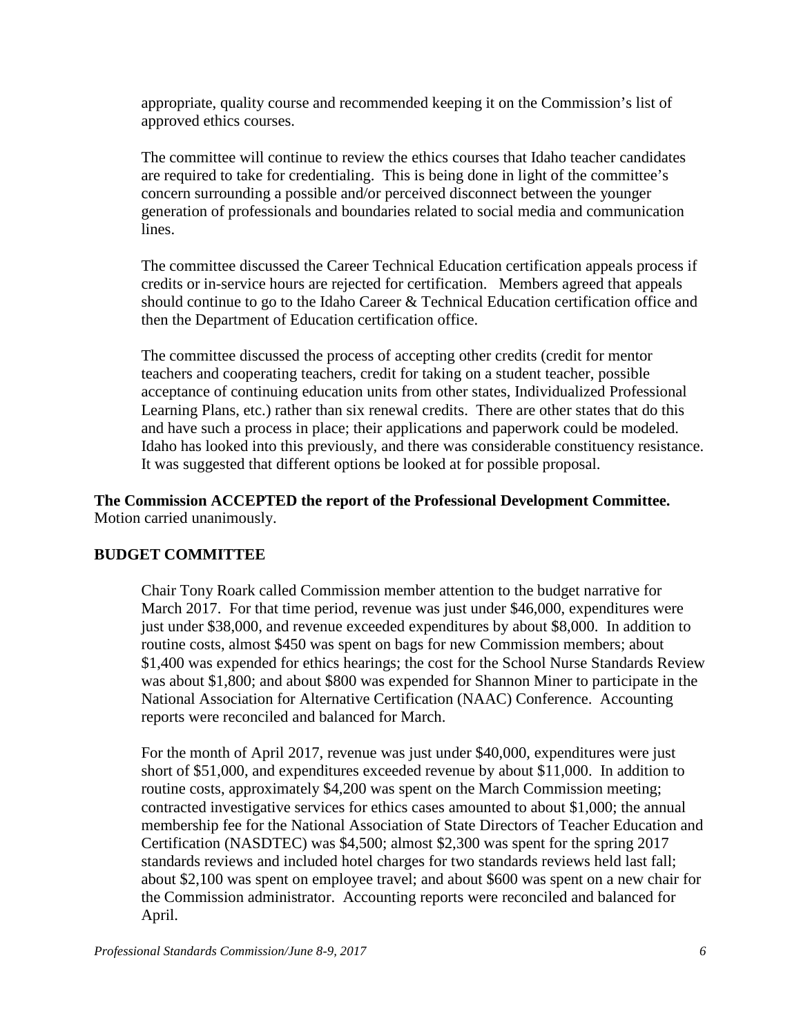appropriate, quality course and recommended keeping it on the Commission's list of approved ethics courses.

The committee will continue to review the ethics courses that Idaho teacher candidates are required to take for credentialing. This is being done in light of the committee's concern surrounding a possible and/or perceived disconnect between the younger generation of professionals and boundaries related to social media and communication lines.

The committee discussed the Career Technical Education certification appeals process if credits or in-service hours are rejected for certification. Members agreed that appeals should continue to go to the Idaho Career & Technical Education certification office and then the Department of Education certification office.

The committee discussed the process of accepting other credits (credit for mentor teachers and cooperating teachers, credit for taking on a student teacher, possible acceptance of continuing education units from other states, Individualized Professional Learning Plans, etc.) rather than six renewal credits. There are other states that do this and have such a process in place; their applications and paperwork could be modeled. Idaho has looked into this previously, and there was considerable constituency resistance. It was suggested that different options be looked at for possible proposal.

**The Commission ACCEPTED the report of the Professional Development Committee.** Motion carried unanimously.

**BUDGET COMMITTEE**

Chair Tony Roark called Commission member attention to the budget narrative for March 2017. For that time period, revenue was just under $46,000, expenditures were just under $38,000, and revenue exceeded expenditures by about $8,000. In addition to routine costs, almost $450 was spent on bags for new Commission members; about $1,400 was expended for ethics hearings; the cost for the School Nurse Standards Review was about $1,800; and about $800 was expended for Shannon Miner to participate in the National Association for Alternative Certification (NAAC) Conference. Accounting reports were reconciled and balanced for March.

For the month of April 2017, revenue was just under $40,000, expenditures were just short of $51,000, and expenditures exceeded revenue by about $11,000. In addition to routine costs, approximately $4,200 was spent on the March Commission meeting; contracted investigative services for ethics cases amounted to about $1,000; the annual membership fee for the National Association of State Directors of Teacher Education and Certification (NASDTEC) was $4,500; almost $2,300 was spent for the spring 2017 standards reviews and included hotel charges for two standards reviews held last fall; about $2,100 was spent on employee travel; and about $600 was spent on a new chair for the Commission administrator. Accounting reports were reconciled and balanced for April.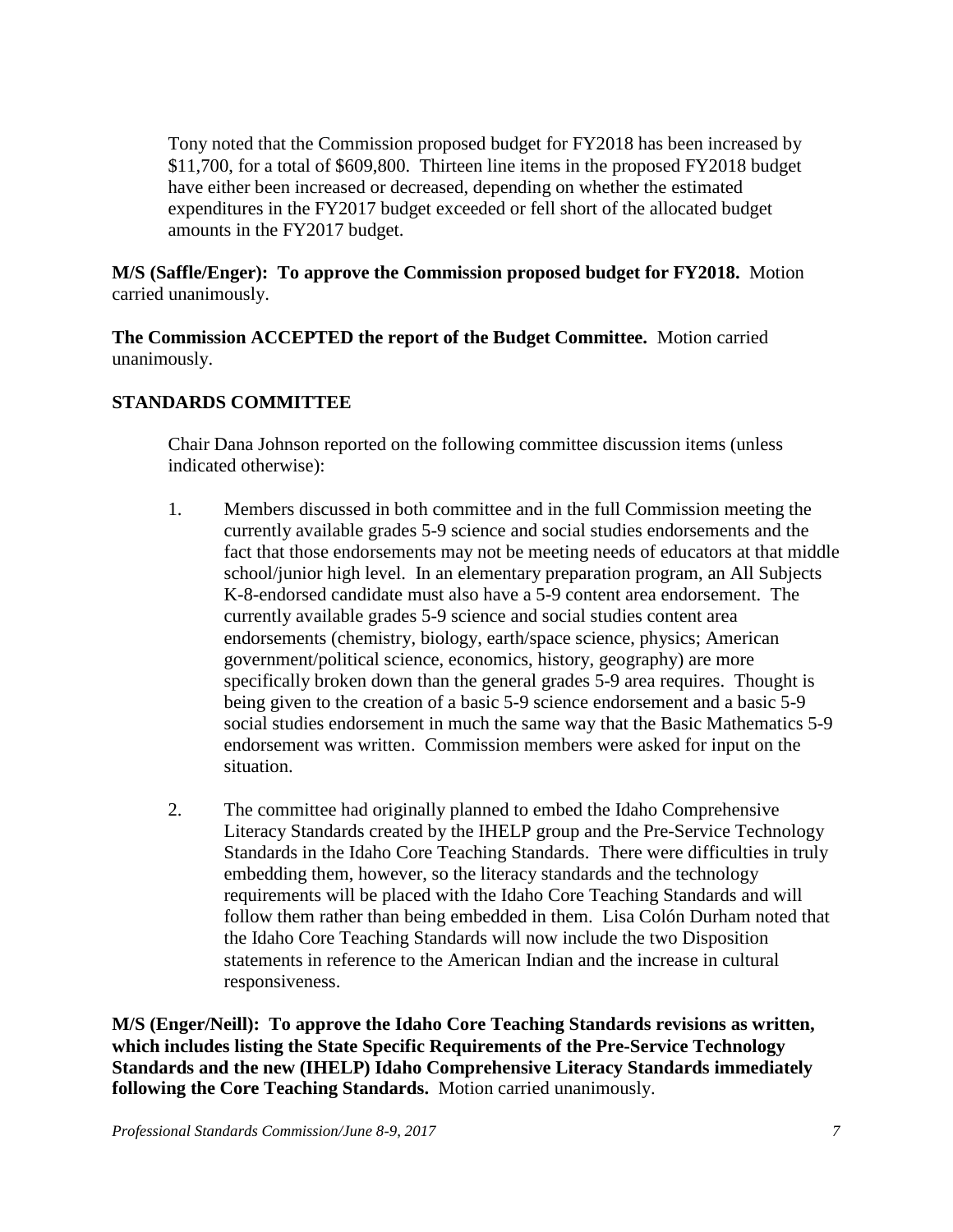Tony noted that the Commission proposed budget for FY2018 has been increased by $11,700, for a total of $609,800. Thirteen line items in the proposed FY2018 budget have either been increased or decreased, depending on whether the estimated expenditures in the FY2017 budget exceeded or fell short of the allocated budget amounts in the FY2017 budget.

**M/S (Saffle/Enger): To approve the Commission proposed budget for FY2018.** Motion carried unanimously.

**The Commission ACCEPTED the report of the Budget Committee.** Motion carried unanimously.

**STANDARDS COMMITTEE**

Chair Dana Johnson reported on the following committee discussion items (unless indicated otherwise):

1. Members discussed in both committee and in the full Commission meeting the currently available grades 5-9 science and social studies endorsements and the fact that those endorsements may not be meeting needs of educators at that middle school/junior high level. In an elementary preparation program, an All Subjects K-8-endorsed candidate must also have a 5-9 content area endorsement. The currently available grades 5-9 science and social studies content area endorsements (chemistry, biology, earth/space science, physics; American government/political science, economics, history, geography) are more specifically broken down than the general grades 5-9 area requires. Thought is being given to the creation of a basic 5-9 science endorsement and a basic 5-9 social studies endorsement in much the same way that the Basic Mathematics 5-9 endorsement was written. Commission members were asked for input on the situation.

2. The committee had originally planned to embed the Idaho Comprehensive Literacy Standards created by the IHELP group and the Pre-Service Technology Standards in the Idaho Core Teaching Standards. There were difficulties in truly embedding them, however, so the literacy standards and the technology requirements will be placed with the Idaho Core Teaching Standards and will follow them rather than being embedded in them. Lisa Colón Durham noted that the Idaho Core Teaching Standards will now include the two Disposition statements in reference to the American Indian and the increase in cultural responsiveness.

**M/S (Enger/Neill): To approve the Idaho Core Teaching Standards revisions as written, which includes listing the State Specific Requirements of the Pre-Service Technology Standards and the new (IHELP) Idaho Comprehensive Literacy Standards immediately following the Core Teaching Standards.** Motion carried unanimously.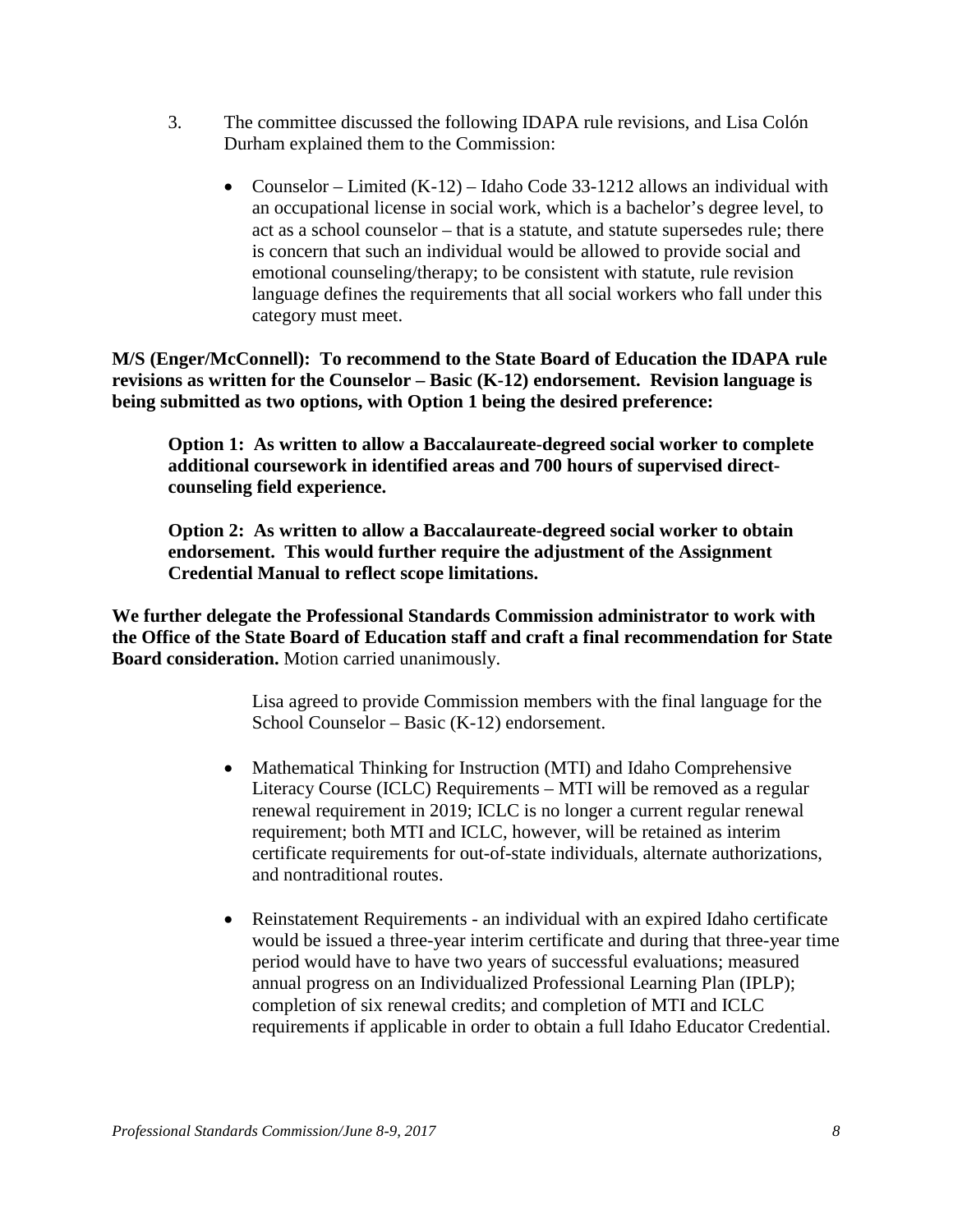3. The committee discussed the following IDAPA rule revisions, and Lisa Colón Durham explained them to the Commission:

    - Counselor – Limited (K-12) – Idaho Code 33-1212 allows an individual with an occupational license in social work, which is a bachelor's degree level, to act as a school counselor – that is a statute, and statute supersedes rule; there is concern that such an individual would be allowed to provide social and emotional counseling/therapy; to be consistent with statute, rule revision language defines the requirements that all social workers who fall under this category must meet.

**M/S (Enger/McConnell): To recommend to the State Board of Education the IDAPA rule revisions as written for the Counselor – Basic (K-12) endorsement. Revision language is being submitted as two options, with Option 1 being the desired preference:**

> **Option 1: As written to allow a Baccalaureate-degreed social worker to complete additional coursework in identified areas and 700 hours of supervised direct-counseling field experience.**
>
> **Option 2: As written to allow a Baccalaureate-degreed social worker to obtain endorsement. This would further require the adjustment of the Assignment Credential Manual to reflect scope limitations.**

**We further delegate the Professional Standards Commission administrator to work with the Office of the State Board of Education staff and craft a final recommendation for State Board consideration.** Motion carried unanimously.

Lisa agreed to provide Commission members with the final language for the School Counselor – Basic (K-12) endorsement.

- Mathematical Thinking for Instruction (MTI) and Idaho Comprehensive Literacy Course (ICLC) Requirements – MTI will be removed as a regular renewal requirement in 2019; ICLC is no longer a current regular renewal requirement; both MTI and ICLC, however, will be retained as interim certificate requirements for out-of-state individuals, alternate authorizations, and nontraditional routes.

- Reinstatement Requirements - an individual with an expired Idaho certificate would be issued a three-year interim certificate and during that three-year time period would have to have two years of successful evaluations; measured annual progress on an Individualized Professional Learning Plan (IPLP); completion of six renewal credits; and completion of MTI and ICLC requirements if applicable in order to obtain a full Idaho Educator Credential.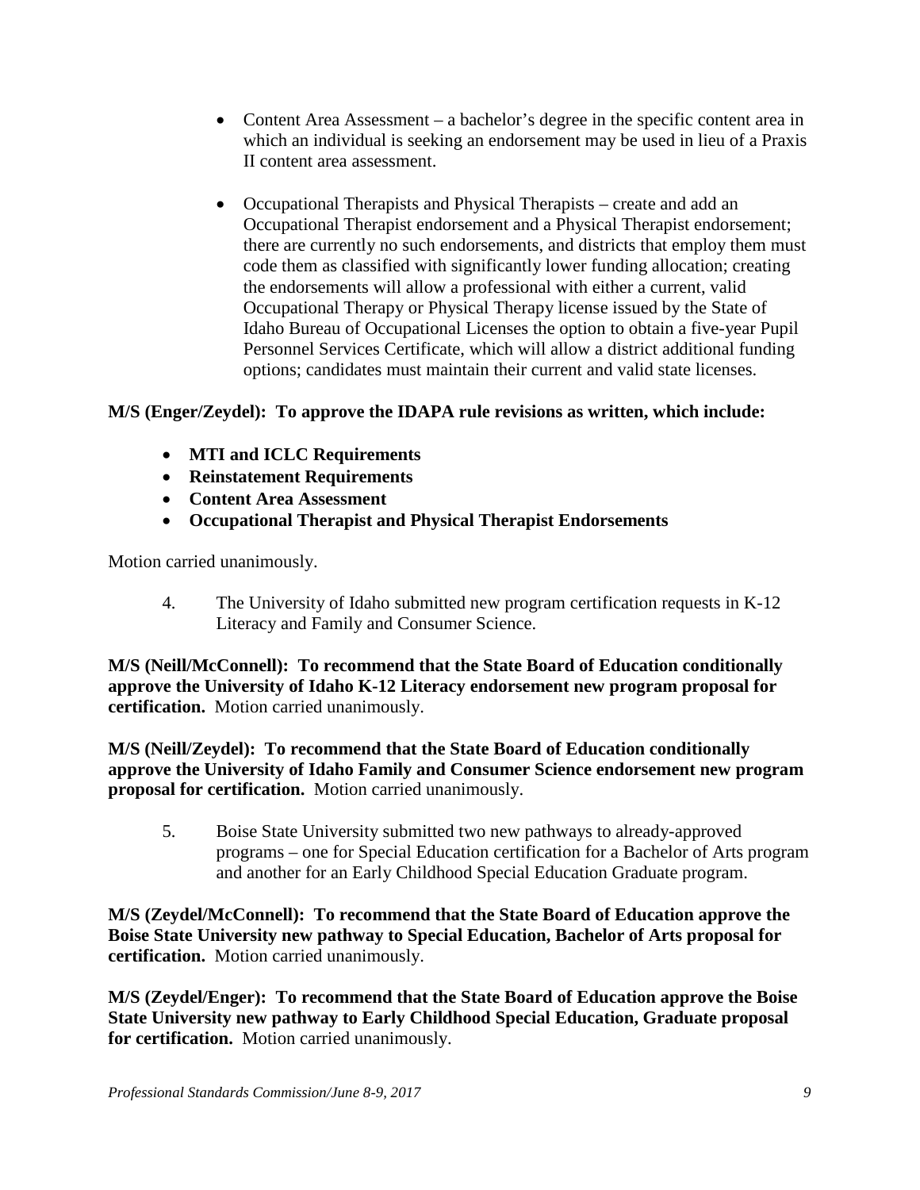- Content Area Assessment – a bachelor's degree in the specific content area in which an individual is seeking an endorsement may be used in lieu of a Praxis II content area assessment.

- Occupational Therapists and Physical Therapists – create and add an Occupational Therapist endorsement and a Physical Therapist endorsement; there are currently no such endorsements, and districts that employ them must code them as classified with significantly lower funding allocation; creating the endorsements will allow a professional with either a current, valid Occupational Therapy or Physical Therapy license issued by the State of Idaho Bureau of Occupational Licenses the option to obtain a five-year Pupil Personnel Services Certificate, which will allow a district additional funding options; candidates must maintain their current and valid state licenses.

**M/S (Enger/Zeydel): To approve the IDAPA rule revisions as written, which include:**

- **MTI and ICLC Requirements**
- **Reinstatement Requirements**
- **Content Area Assessment**
- **Occupational Therapist and Physical Therapist Endorsements**

Motion carried unanimously.

4. The University of Idaho submitted new program certification requests in K-12 Literacy and Family and Consumer Science.

**M/S (Neill/McConnell): To recommend that the State Board of Education conditionally approve the University of Idaho K-12 Literacy endorsement new program proposal for certification.** Motion carried unanimously.

**M/S (Neill/Zeydel): To recommend that the State Board of Education conditionally approve the University of Idaho Family and Consumer Science endorsement new program proposal for certification.** Motion carried unanimously.

5. Boise State University submitted two new pathways to already-approved programs – one for Special Education certification for a Bachelor of Arts program and another for an Early Childhood Special Education Graduate program.

**M/S (Zeydel/McConnell): To recommend that the State Board of Education approve the Boise State University new pathway to Special Education, Bachelor of Arts proposal for certification.** Motion carried unanimously.

**M/S (Zeydel/Enger): To recommend that the State Board of Education approve the Boise State University new pathway to Early Childhood Special Education, Graduate proposal for certification.** Motion carried unanimously.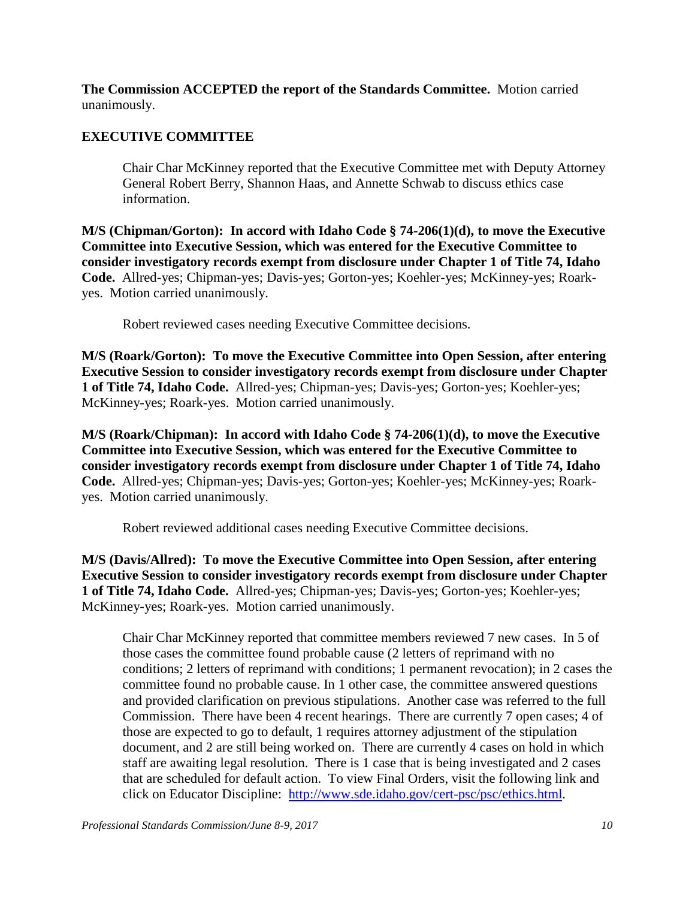**The Commission ACCEPTED the report of the Standards Committee.** Motion carried unanimously.

## EXECUTIVE COMMITTEE

Chair Char McKinney reported that the Executive Committee met with Deputy Attorney General Robert Berry, Shannon Haas, and Annette Schwab to discuss ethics case information.

**M/S (Chipman/Gorton): In accord with Idaho Code § 74-206(1)(d), to move the Executive Committee into Executive Session, which was entered for the Executive Committee to consider investigatory records exempt from disclosure under Chapter 1 of Title 74, Idaho Code.** Allred-yes; Chipman-yes; Davis-yes; Gorton-yes; Koehler-yes; McKinney-yes; Roark-yes. Motion carried unanimously.

Robert reviewed cases needing Executive Committee decisions.

**M/S (Roark/Gorton): To move the Executive Committee into Open Session, after entering Executive Session to consider investigatory records exempt from disclosure under Chapter 1 of Title 74, Idaho Code.** Allred-yes; Chipman-yes; Davis-yes; Gorton-yes; Koehler-yes; McKinney-yes; Roark-yes. Motion carried unanimously.

**M/S (Roark/Chipman): In accord with Idaho Code § 74-206(1)(d), to move the Executive Committee into Executive Session, which was entered for the Executive Committee to consider investigatory records exempt from disclosure under Chapter 1 of Title 74, Idaho Code.** Allred-yes; Chipman-yes; Davis-yes; Gorton-yes; Koehler-yes; McKinney-yes; Roark-yes. Motion carried unanimously.

Robert reviewed additional cases needing Executive Committee decisions.

**M/S (Davis/Allred): To move the Executive Committee into Open Session, after entering Executive Session to consider investigatory records exempt from disclosure under Chapter 1 of Title 74, Idaho Code.** Allred-yes; Chipman-yes; Davis-yes; Gorton-yes; Koehler-yes; McKinney-yes; Roark-yes. Motion carried unanimously.

Chair Char McKinney reported that committee members reviewed 7 new cases. In 5 of those cases the committee found probable cause (2 letters of reprimand with no conditions; 2 letters of reprimand with conditions; 1 permanent revocation); in 2 cases the committee found no probable cause. In 1 other case, the committee answered questions and provided clarification on previous stipulations. Another case was referred to the full Commission. There have been 4 recent hearings. There are currently 7 open cases; 4 of those are expected to go to default, 1 requires attorney adjustment of the stipulation document, and 2 are still being worked on. There are currently 4 cases on hold in which staff are awaiting legal resolution. There is 1 case that is being investigated and 2 cases that are scheduled for default action. To view Final Orders, visit the following link and click on Educator Discipline: http://www.sde.idaho.gov/cert-psc/psc/ethics.html.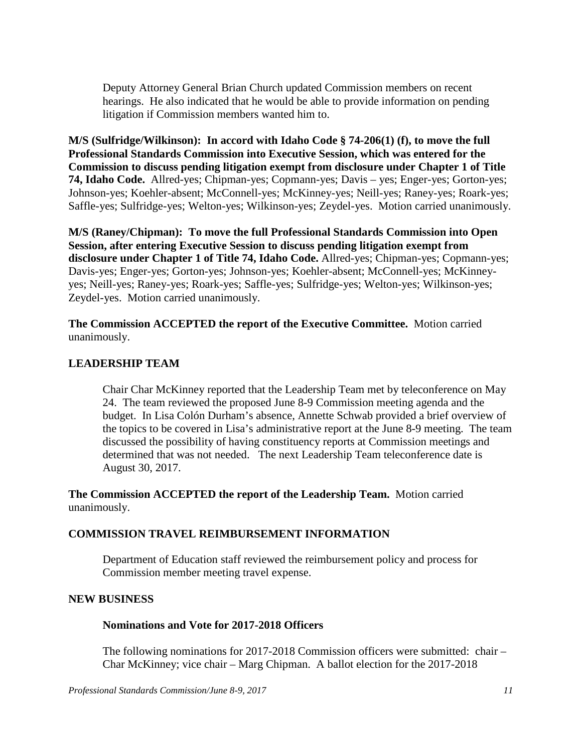Deputy Attorney General Brian Church updated Commission members on recent hearings. He also indicated that he would be able to provide information on pending litigation if Commission members wanted him to.

**M/S (Sulfridge/Wilkinson): In accord with Idaho Code § 74-206(1) (f), to move the full Professional Standards Commission into Executive Session, which was entered for the Commission to discuss pending litigation exempt from disclosure under Chapter 1 of Title 74, Idaho Code.** Allred-yes; Chipman-yes; Copmann-yes; Davis – yes; Enger-yes; Gorton-yes; Johnson-yes; Koehler-absent; McConnell-yes; McKinney-yes; Neill-yes; Raney-yes; Roark-yes; Saffle-yes; Sulfridge-yes; Welton-yes; Wilkinson-yes; Zeydel-yes. Motion carried unanimously.

**M/S (Raney/Chipman): To move the full Professional Standards Commission into Open Session, after entering Executive Session to discuss pending litigation exempt from disclosure under Chapter 1 of Title 74, Idaho Code.** Allred-yes; Chipman-yes; Copmann-yes; Davis-yes; Enger-yes; Gorton-yes; Johnson-yes; Koehler-absent; McConnell-yes; McKinney-yes; Neill-yes; Raney-yes; Roark-yes; Saffle-yes; Sulfridge-yes; Welton-yes; Wilkinson-yes; Zeydel-yes. Motion carried unanimously.

**The Commission ACCEPTED the report of the Executive Committee.** Motion carried unanimously.

## LEADERSHIP TEAM

Chair Char McKinney reported that the Leadership Team met by teleconference on May 24. The team reviewed the proposed June 8-9 Commission meeting agenda and the budget. In Lisa Colón Durham's absence, Annette Schwab provided a brief overview of the topics to be covered in Lisa's administrative report at the June 8-9 meeting. The team discussed the possibility of having constituency reports at Commission meetings and determined that was not needed. The next Leadership Team teleconference date is August 30, 2017.

**The Commission ACCEPTED the report of the Leadership Team.** Motion carried unanimously.

## COMMISSION TRAVEL REIMBURSEMENT INFORMATION

Department of Education staff reviewed the reimbursement policy and process for Commission member meeting travel expense.

## NEW BUSINESS

### Nominations and Vote for 2017-2018 Officers

The following nominations for 2017-2018 Commission officers were submitted: chair – Char McKinney; vice chair – Marg Chipman. A ballot election for the 2017-2018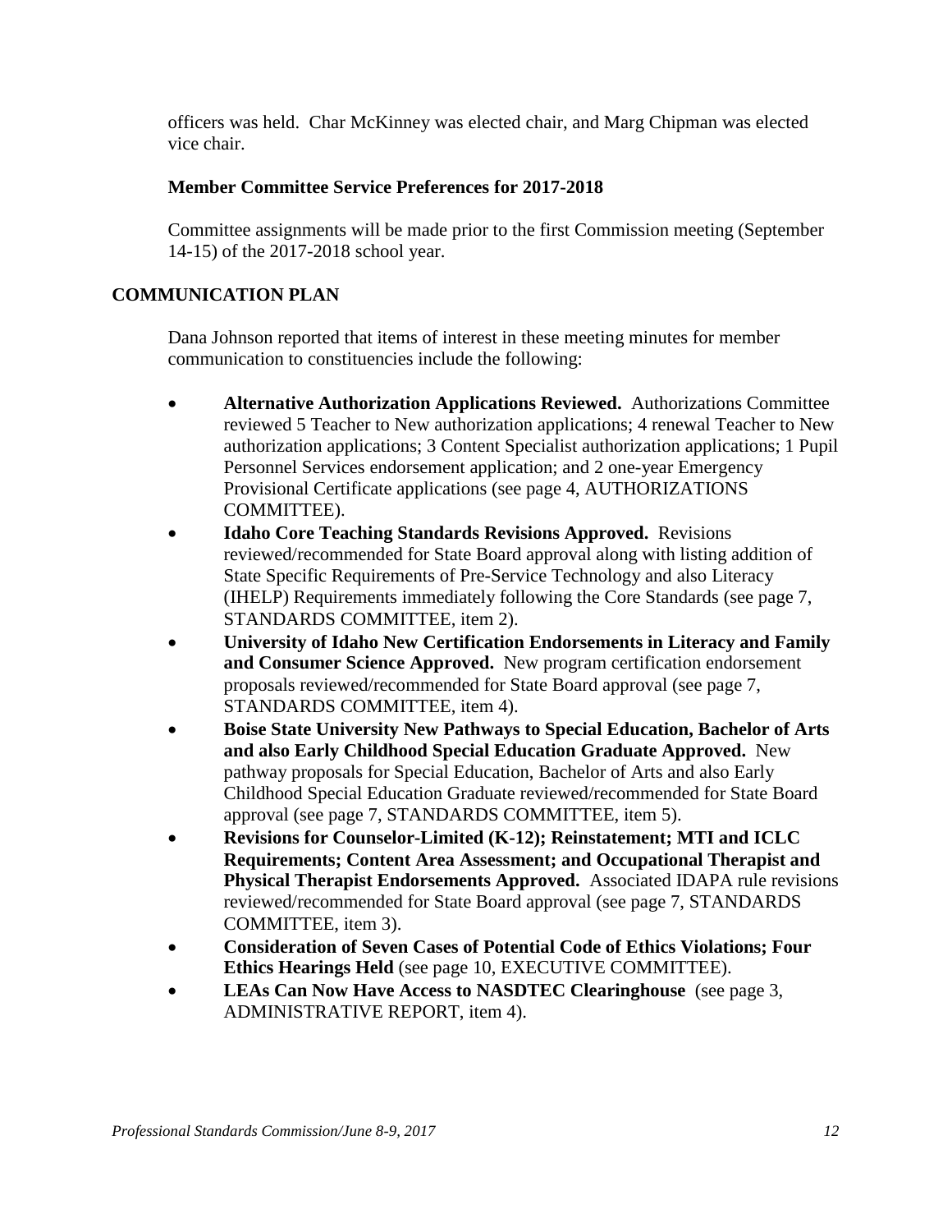officers was held. Char McKinney was elected chair, and Marg Chipman was elected vice chair.

**Member Committee Service Preferences for 2017-2018**

Committee assignments will be made prior to the first Commission meeting (September 14-15) of the 2017-2018 school year.

## COMMUNICATION PLAN

Dana Johnson reported that items of interest in these meeting minutes for member communication to constituencies include the following:

- **Alternative Authorization Applications Reviewed.** Authorizations Committee reviewed 5 Teacher to New authorization applications; 4 renewal Teacher to New authorization applications; 3 Content Specialist authorization applications; 1 Pupil Personnel Services endorsement application; and 2 one-year Emergency Provisional Certificate applications (see page 4, AUTHORIZATIONS COMMITTEE).
- **Idaho Core Teaching Standards Revisions Approved.** Revisions reviewed/recommended for State Board approval along with listing addition of State Specific Requirements of Pre-Service Technology and also Literacy (IHELP) Requirements immediately following the Core Standards (see page 7, STANDARDS COMMITTEE, item 2).
- **University of Idaho New Certification Endorsements in Literacy and Family and Consumer Science Approved.** New program certification endorsement proposals reviewed/recommended for State Board approval (see page 7, STANDARDS COMMITTEE, item 4).
- **Boise State University New Pathways to Special Education, Bachelor of Arts and also Early Childhood Special Education Graduate Approved.** New pathway proposals for Special Education, Bachelor of Arts and also Early Childhood Special Education Graduate reviewed/recommended for State Board approval (see page 7, STANDARDS COMMITTEE, item 5).
- **Revisions for Counselor-Limited (K-12); Reinstatement; MTI and ICLC Requirements; Content Area Assessment; and Occupational Therapist and Physical Therapist Endorsements Approved.** Associated IDAPA rule revisions reviewed/recommended for State Board approval (see page 7, STANDARDS COMMITTEE, item 3).
- **Consideration of Seven Cases of Potential Code of Ethics Violations; Four Ethics Hearings Held** (see page 10, EXECUTIVE COMMITTEE).
- **LEAs Can Now Have Access to NASDTEC Clearinghouse** (see page 3, ADMINISTRATIVE REPORT, item 4).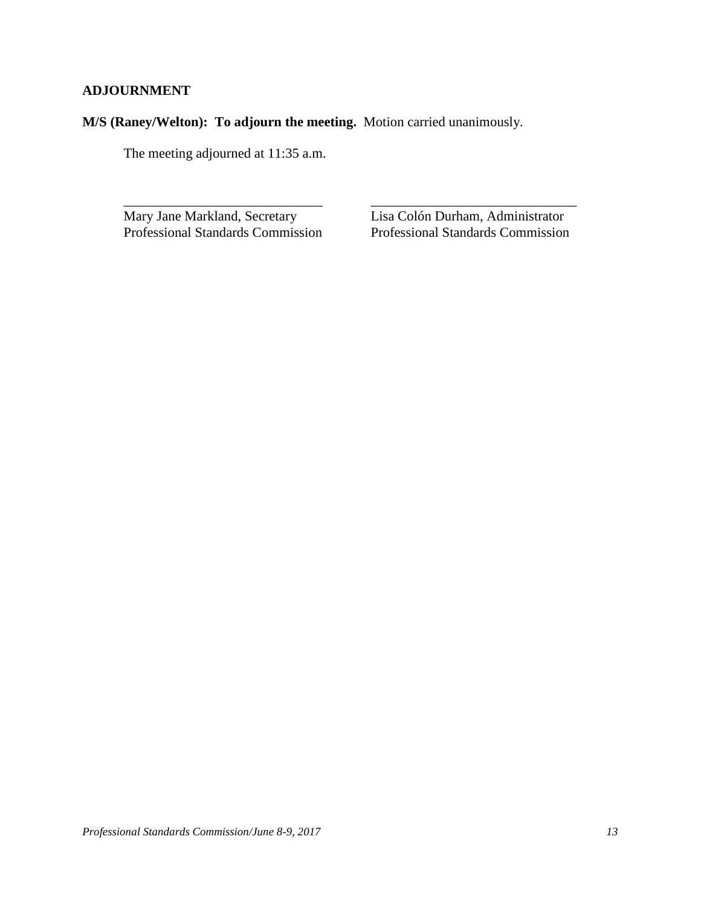**ADJOURNMENT**

**M/S (Raney/Welton): To adjourn the meeting.** Motion carried unanimously.

The meeting adjourned at 11:35 a.m.

| | |
|---|---|
| ______________________________ | ______________________________ |
| Mary Jane Markland, Secretary | Lisa Colón Durham, Administrator |
| Professional Standards Commission | Professional Standards Commission |